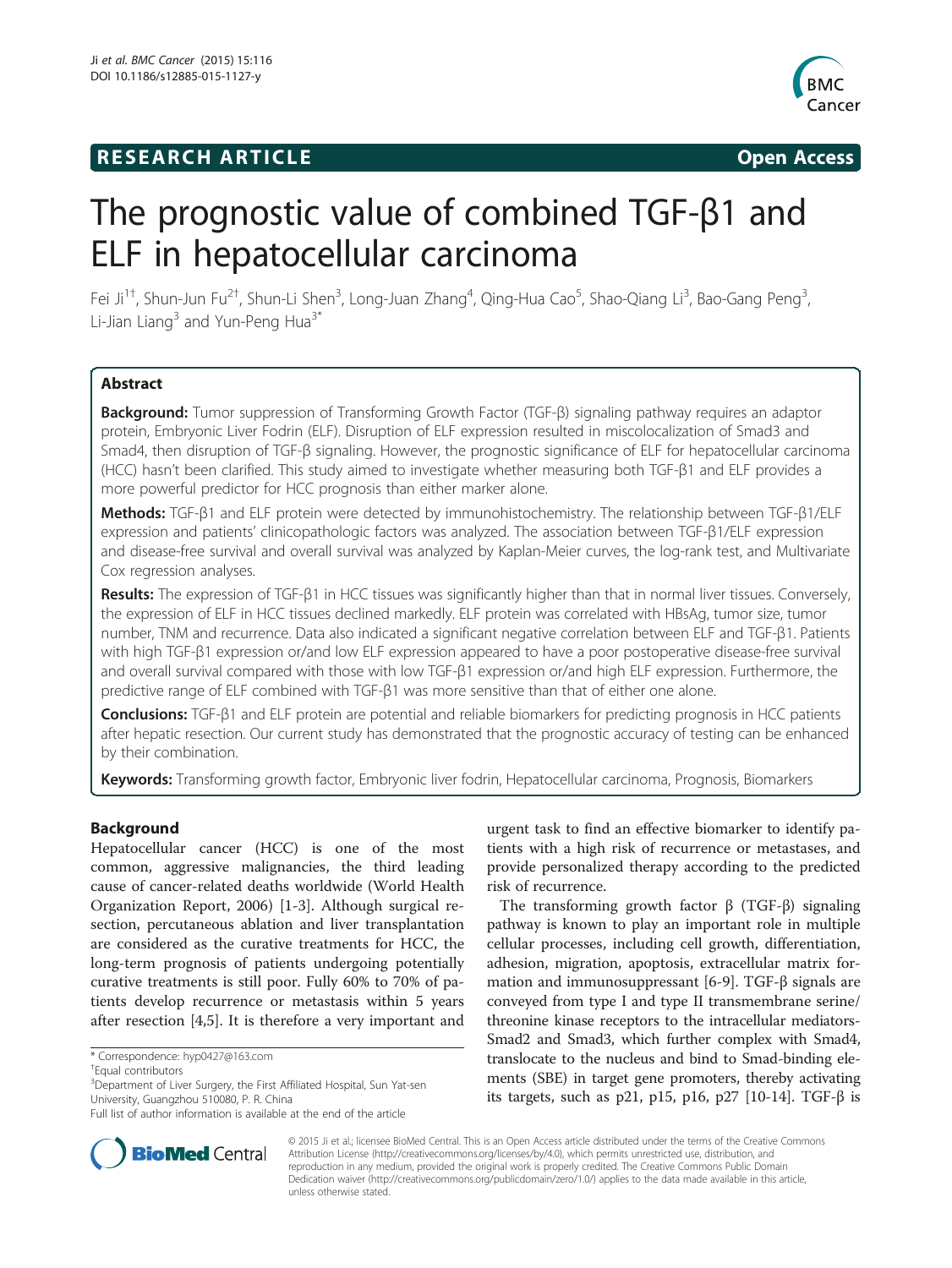**RESEARCH ARTICLE** **Open Access**

# The prognostic value of combined TGF-β1 and ELF in hepatocellular carcinoma

Fei Ji[1†], Shun-Jun Fu[2†], Shun-Li Shen[3], Long-Juan Zhang[4], Qing-Hua Cao[5], Shao-Qiang Li[3], Bao-Gang Peng[3], Li-Jian Liang[3] and Yun-Peng Hua[3*]

## Abstract

**Background:** Tumor suppression of Transforming Growth Factor (TGF-β) signaling pathway requires an adaptor protein, Embryonic Liver Fodrin (ELF). Disruption of ELF expression resulted in miscolocalization of Smad3 and Smad4, then disruption of TGF-β signaling. However, the prognostic significance of ELF for hepatocellular carcinoma (HCC) hasn't been clarified. This study aimed to investigate whether measuring both TGF-β1 and ELF provides a more powerful predictor for HCC prognosis than either marker alone.

**Methods:** TGF-β1 and ELF protein were detected by immunohistochemistry. The relationship between TGF-β1/ELF expression and patients' clinicopathologic factors was analyzed. The association between TGF-β1/ELF expression and disease-free survival and overall survival was analyzed by Kaplan-Meier curves, the log-rank test, and Multivariate Cox regression analyses.

**Results:** The expression of TGF-β1 in HCC tissues was significantly higher than that in normal liver tissues. Conversely, the expression of ELF in HCC tissues declined markedly. ELF protein was correlated with HBsAg, tumor size, tumor number, TNM and recurrence. Data also indicated a significant negative correlation between ELF and TGF-β1. Patients with high TGF-β1 expression or/and low ELF expression appeared to have a poor postoperative disease-free survival and overall survival compared with those with low TGF-β1 expression or/and high ELF expression. Furthermore, the predictive range of ELF combined with TGF-β1 was more sensitive than that of either one alone.

**Conclusions:** TGF-β1 and ELF protein are potential and reliable biomarkers for predicting prognosis in HCC patients after hepatic resection. Our current study has demonstrated that the prognostic accuracy of testing can be enhanced by their combination.

**Keywords:** Transforming growth factor, Embryonic liver fodrin, Hepatocellular carcinoma, Prognosis, Biomarkers

## Background

Hepatocellular cancer (HCC) is one of the most common, aggressive malignancies, the third leading cause of cancer-related deaths worldwide (World Health Organization Report, 2006) [1-3]. Although surgical resection, percutaneous ablation and liver transplantation are considered as the curative treatments for HCC, the long-term prognosis of patients undergoing potentially curative treatments is still poor. Fully 60% to 70% of patients develop recurrence or metastasis within 5 years after resection [4,5]. It is therefore a very important and urgent task to find an effective biomarker to identify patients with a high risk of recurrence or metastases, and provide personalized therapy according to the predicted risk of recurrence.

The transforming growth factor β (TGF-β) signaling pathway is known to play an important role in multiple cellular processes, including cell growth, differentiation, adhesion, migration, apoptosis, extracellular matrix formation and immunosuppressant [6-9]. TGF-β signals are conveyed from type I and type II transmembrane serine/threonine kinase receptors to the intracellular mediators-Smad2 and Smad3, which further complex with Smad4, translocate to the nucleus and bind to Smad-binding elements (SBE) in target gene promoters, thereby activating its targets, such as p21, p15, p16, p27 [10-14]. TGF-β is

\* Correspondence: hyp0427@163.com
†Equal contributors
[3]Department of Liver Surgery, the First Affiliated Hospital, Sun Yat-sen University, Guangzhou 510080, P. R. China
Full list of author information is available at the end of the article

© 2015 Ji et al.; licensee BioMed Central. This is an Open Access article distributed under the terms of the Creative Commons Attribution License (http://creativecommons.org/licenses/by/4.0), which permits unrestricted use, distribution, and reproduction in any medium, provided the original work is properly credited. The Creative Commons Public Domain Dedication waiver (http://creativecommons.org/publicdomain/zero/1.0/) applies to the data made available in this article, unless otherwise stated.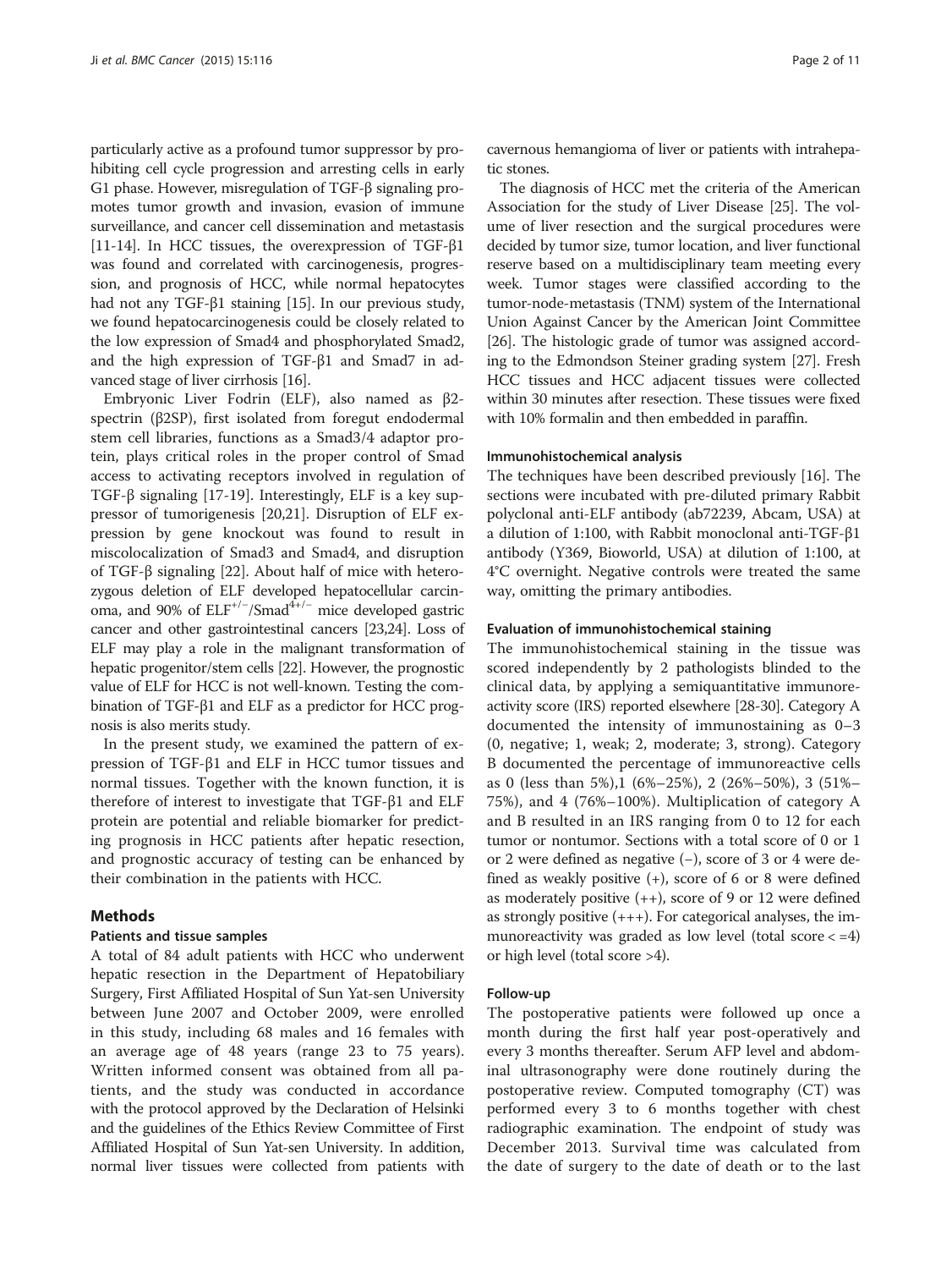particularly active as a profound tumor suppressor by prohibiting cell cycle progression and arresting cells in early G1 phase. However, misregulation of TGF-β signaling promotes tumor growth and invasion, evasion of immune surveillance, and cancer cell dissemination and metastasis [11-14]. In HCC tissues, the overexpression of TGF-β1 was found and correlated with carcinogenesis, progression, and prognosis of HCC, while normal hepatocytes had not any TGF-β1 staining [15]. In our previous study, we found hepatocarcinogenesis could be closely related to the low expression of Smad4 and phosphorylated Smad2, and the high expression of TGF-β1 and Smad7 in advanced stage of liver cirrhosis [16].

Embryonic Liver Fodrin (ELF), also named as β2-spectrin (β2SP), first isolated from foregut endodermal stem cell libraries, functions as a Smad3/4 adaptor protein, plays critical roles in the proper control of Smad access to activating receptors involved in regulation of TGF-β signaling [17-19]. Interestingly, ELF is a key suppressor of tumorigenesis [20,21]. Disruption of ELF expression by gene knockout was found to result in miscolocalization of Smad3 and Smad4, and disruption of TGF-β signaling [22]. About half of mice with heterozygous deletion of ELF developed hepatocellular carcinoma, and 90% of $ELF^{+/-}/Smad4^{+/-}$ mice developed gastric cancer and other gastrointestinal cancers [23,24]. Loss of ELF may play a role in the malignant transformation of hepatic progenitor/stem cells [22]. However, the prognostic value of ELF for HCC is not well-known. Testing the combination of TGF-β1 and ELF as a predictor for HCC prognosis is also merits study.

In the present study, we examined the pattern of expression of TGF-β1 and ELF in HCC tumor tissues and normal tissues. Together with the known function, it is therefore of interest to investigate that TGF-β1 and ELF protein are potential and reliable biomarker for predicting prognosis in HCC patients after hepatic resection, and prognostic accuracy of testing can be enhanced by their combination in the patients with HCC.

## Methods

### Patients and tissue samples

A total of 84 adult patients with HCC who underwent hepatic resection in the Department of Hepatobiliary Surgery, First Affiliated Hospital of Sun Yat-sen University between June 2007 and October 2009, were enrolled in this study, including 68 males and 16 females with an average age of 48 years (range 23 to 75 years). Written informed consent was obtained from all patients, and the study was conducted in accordance with the protocol approved by the Declaration of Helsinki and the guidelines of the Ethics Review Committee of First Affiliated Hospital of Sun Yat-sen University. In addition, normal liver tissues were collected from patients with cavernous hemangioma of liver or patients with intrahepatic stones.

The diagnosis of HCC met the criteria of the American Association for the study of Liver Disease [25]. The volume of liver resection and the surgical procedures were decided by tumor size, tumor location, and liver functional reserve based on a multidisciplinary team meeting every week. Tumor stages were classified according to the tumor-node-metastasis (TNM) system of the International Union Against Cancer by the American Joint Committee [26]. The histologic grade of tumor was assigned according to the Edmondson Steiner grading system [27]. Fresh HCC tissues and HCC adjacent tissues were collected within 30 minutes after resection. These tissues were fixed with 10% formalin and then embedded in paraffin.

### Immunohistochemical analysis

The techniques have been described previously [16]. The sections were incubated with pre-diluted primary Rabbit polyclonal anti-ELF antibody (ab72239, Abcam, USA) at a dilution of 1:100, with Rabbit monoclonal anti-TGF-β1 antibody (Y369, Bioworld, USA) at dilution of 1:100, at 4°C overnight. Negative controls were treated the same way, omitting the primary antibodies.

### Evaluation of immunohistochemical staining

The immunohistochemical staining in the tissue was scored independently by 2 pathologists blinded to the clinical data, by applying a semiquantitative immunoreactivity score (IRS) reported elsewhere [28-30]. Category A documented the intensity of immunostaining as 0–3 (0, negative; 1, weak; 2, moderate; 3, strong). Category B documented the percentage of immunoreactive cells as 0 (less than 5%),1 (6%–25%), 2 (26%–50%), 3 (51%–75%), and 4 (76%–100%). Multiplication of category A and B resulted in an IRS ranging from 0 to 12 for each tumor or nontumor. Sections with a total score of 0 or 1 or 2 were defined as negative (−), score of 3 or 4 were defined as weakly positive (+), score of 6 or 8 were defined as moderately positive (++), score of 9 or 12 were defined as strongly positive (+++). For categorical analyses, the immunoreactivity was graded as low level (total score < =4) or high level (total score >4).

### Follow-up

The postoperative patients were followed up once a month during the first half year post-operatively and every 3 months thereafter. Serum AFP level and abdominal ultrasonography were done routinely during the postoperative review. Computed tomography (CT) was performed every 3 to 6 months together with chest radiographic examination. The endpoint of study was December 2013. Survival time was calculated from the date of surgery to the date of death or to the last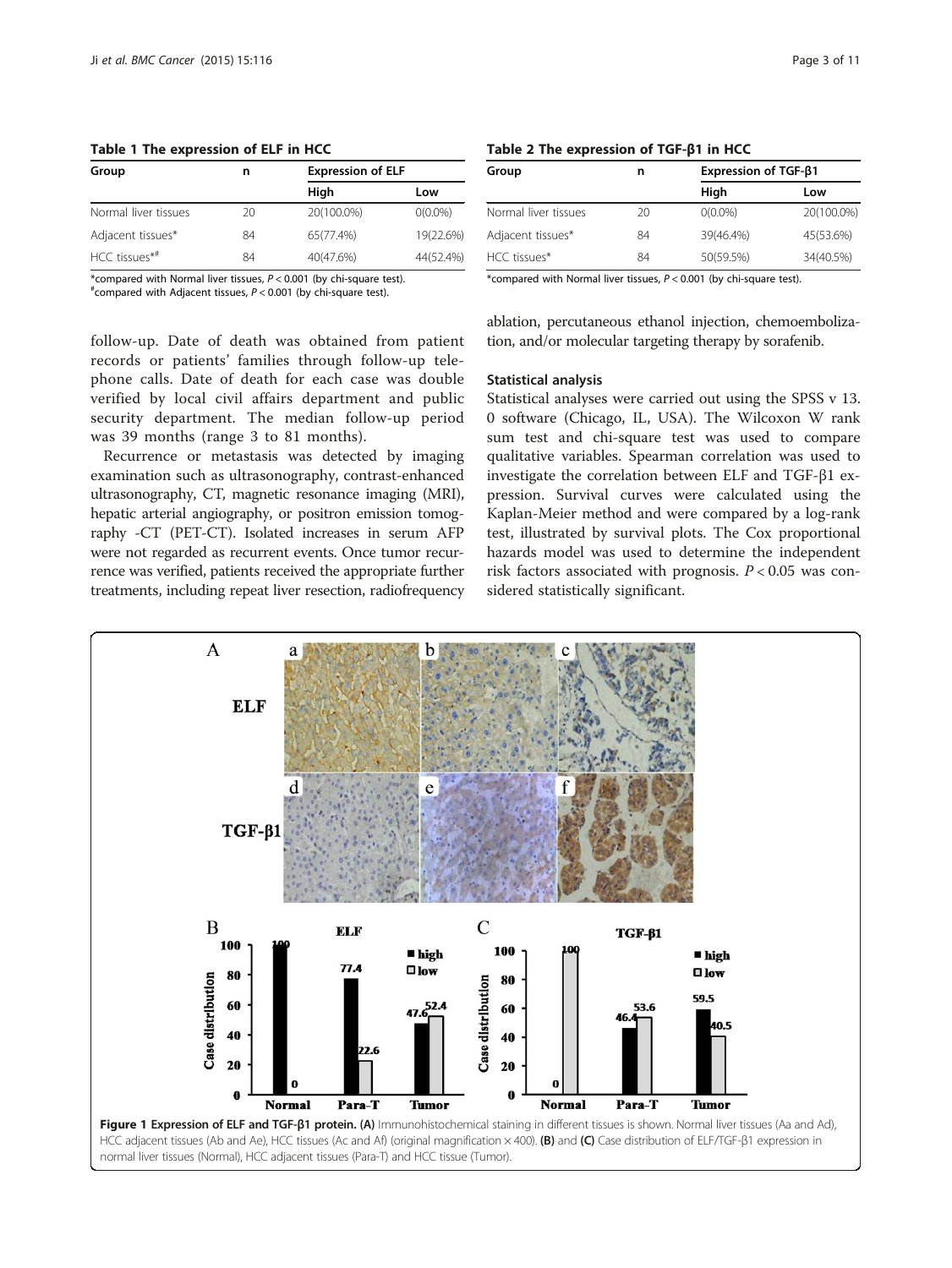**Table 1 The expression of ELF in HCC**

| Group | n | Expression of ELF | |
|---|---|---|---|
| | | High | Low |
| Normal liver tissues | 20 | 20(100.0%) | 0(0.0%) |
| Adjacent tissues* | 84 | 65(77.4%) | 19(22.6%) |
| HCC tissues*# | 84 | 40(47.6%) | 44(52.4%) |

*compared with Normal liver tissues, $P < 0.001$ (by chi-square test).
#compared with Adjacent tissues, $P < 0.001$ (by chi-square test).

**Table 2 The expression of TGF-β1 in HCC**

| Group | n | Expression of TGF-β1 | |
|---|---|---|---|
| | | High | Low |
| Normal liver tissues | 20 | 0(0.0%) | 20(100.0%) |
| Adjacent tissues* | 84 | 39(46.4%) | 45(53.6%) |
| HCC tissues* | 84 | 50(59.5%) | 34(40.5%) |

*compared with Normal liver tissues, $P < 0.001$ (by chi-square test).

follow-up. Date of death was obtained from patient records or patients' families through follow-up telephone calls. Date of death for each case was double verified by local civil affairs department and public security department. The median follow-up period was 39 months (range 3 to 81 months).

Recurrence or metastasis was detected by imaging examination such as ultrasonography, contrast-enhanced ultrasonography, CT, magnetic resonance imaging (MRI), hepatic arterial angiography, or positron emission tomography -CT (PET-CT). Isolated increases in serum AFP were not regarded as recurrent events. Once tumor recurrence was verified, patients received the appropriate further treatments, including repeat liver resection, radiofrequency ablation, percutaneous ethanol injection, chemoembolization, and/or molecular targeting therapy by sorafenib.

### Statistical analysis

Statistical analyses were carried out using the SPSS v 13.0 software (Chicago, IL, USA). The Wilcoxon W rank sum test and chi-square test was used to compare qualitative variables. Spearman correlation was used to investigate the correlation between ELF and TGF-β1 expression. Survival curves were calculated using the Kaplan-Meier method and were compared by a log-rank test, illustrated by survival plots. The Cox proportional hazards model was used to determine the independent risk factors associated with prognosis. $P < 0.05$ was considered statistically significant.

**Figure 1 Expression of ELF and TGF-β1 protein. (A)** Immunohistochemical staining in different tissues is shown. Normal liver tissues (Aa and Ad), HCC adjacent tissues (Ab and Ae), HCC tissues (Ac and Af) (original magnification × 400). **(B)** and **(C)** Case distribution of ELF/TGF-β1 expression in normal liver tissues (Normal), HCC adjacent tissues (Para-T) and HCC tissue (Tumor).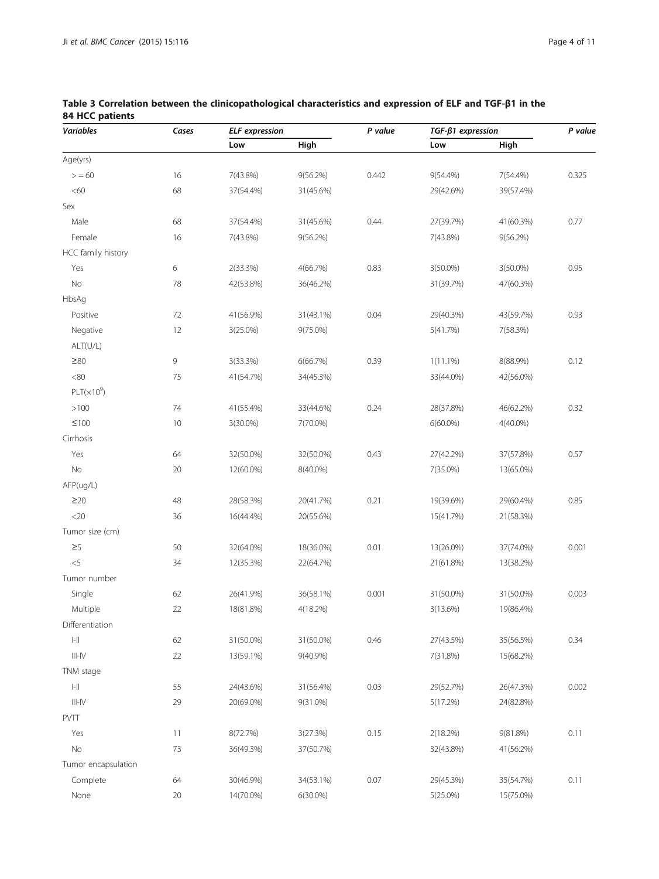**Table 3 Correlation between the clinicopathological characteristics and expression of ELF and TGF-β1 in the 84 HCC patients**

| *Variables* | *Cases* | *ELF expression* | | *P value* | *TGF-β1 expression* | | *P value* |
|---|---|---|---|---|---|---|---|
| | | Low | High | | Low | High | |
| Age(yrs) | | | | | | | |
| > = 60 | 16 | 7(43.8%) | 9(56.2%) | 0.442 | 9(54.4%) | 7(54.4%) | 0.325 |
| <60 | 68 | 37(54.4%) | 31(45.6%) | | 29(42.6%) | 39(57.4%) | |
| Sex | | | | | | | |
| Male | 68 | 37(54.4%) | 31(45.6%) | 0.44 | 27(39.7%) | 41(60.3%) | 0.77 |
| Female | 16 | 7(43.8%) | 9(56.2%) | | 7(43.8%) | 9(56.2%) | |
| HCC family history | | | | | | | |
| Yes | 6 | 2(33.3%) | 4(66.7%) | 0.83 | 3(50.0%) | 3(50.0%) | 0.95 |
| No | 78 | 42(53.8%) | 36(46.2%) | | 31(39.7%) | 47(60.3%) | |
| HbsAg | | | | | | | |
| Positive | 72 | 41(56.9%) | 31(43.1%) | 0.04 | 29(40.3%) | 43(59.7%) | 0.93 |
| Negative | 12 | 3(25.0%) | 9(75.0%) | | 5(41.7%) | 7(58.3%) | |
| ALT(U/L) | | | | | | | |
| ≥80 | 9 | 3(33.3%) | 6(66.7%) | 0.39 | 1(11.1%) | 8(88.9%) | 0.12 |
| <80 | 75 | 41(54.7%) | 34(45.3%) | | 33(44.0%) | 42(56.0%) | |
| PLT($\times 10^9$) | | | | | | | |
| >100 | 74 | 41(55.4%) | 33(44.6%) | 0.24 | 28(37.8%) | 46(62.2%) | 0.32 |
| ≤100 | 10 | 3(30.0%) | 7(70.0%) | | 6(60.0%) | 4(40.0%) | |
| Cirrhosis | | | | | | | |
| Yes | 64 | 32(50.0%) | 32(50.0%) | 0.43 | 27(42.2%) | 37(57.8%) | 0.57 |
| No | 20 | 12(60.0%) | 8(40.0%) | | 7(35.0%) | 13(65.0%) | |
| AFP(ug/L) | | | | | | | |
| ≥20 | 48 | 28(58.3%) | 20(41.7%) | 0.21 | 19(39.6%) | 29(60.4%) | 0.85 |
| <20 | 36 | 16(44.4%) | 20(55.6%) | | 15(41.7%) | 21(58.3%) | |
| Tumor size (cm) | | | | | | | |
| ≥5 | 50 | 32(64.0%) | 18(36.0%) | 0.01 | 13(26.0%) | 37(74.0%) | 0.001 |
| <5 | 34 | 12(35.3%) | 22(64.7%) | | 21(61.8%) | 13(38.2%) | |
| Tumor number | | | | | | | |
| Single | 62 | 26(41.9%) | 36(58.1%) | 0.001 | 31(50.0%) | 31(50.0%) | 0.003 |
| Multiple | 22 | 18(81.8%) | 4(18.2%) | | 3(13.6%) | 19(86.4%) | |
| Differentiation | | | | | | | |
| I-II | 62 | 31(50.0%) | 31(50.0%) | 0.46 | 27(43.5%) | 35(56.5%) | 0.34 |
| III-IV | 22 | 13(59.1%) | 9(40.9%) | | 7(31.8%) | 15(68.2%) | |
| TNM stage | | | | | | | |
| I-II | 55 | 24(43.6%) | 31(56.4%) | 0.03 | 29(52.7%) | 26(47.3%) | 0.002 |
| III-IV | 29 | 20(69.0%) | 9(31.0%) | | 5(17.2%) | 24(82.8%) | |
| PVTT | | | | | | | |
| Yes | 11 | 8(72.7%) | 3(27.3%) | 0.15 | 2(18.2%) | 9(81.8%) | 0.11 |
| No | 73 | 36(49.3%) | 37(50.7%) | | 32(43.8%) | 41(56.2%) | |
| Tumor encapsulation | | | | | | | |
| Complete | 64 | 30(46.9%) | 34(53.1%) | 0.07 | 29(45.3%) | 35(54.7%) | 0.11 |
| None | 20 | 14(70.0%) | 6(30.0%) | | 5(25.0%) | 15(75.0%) | |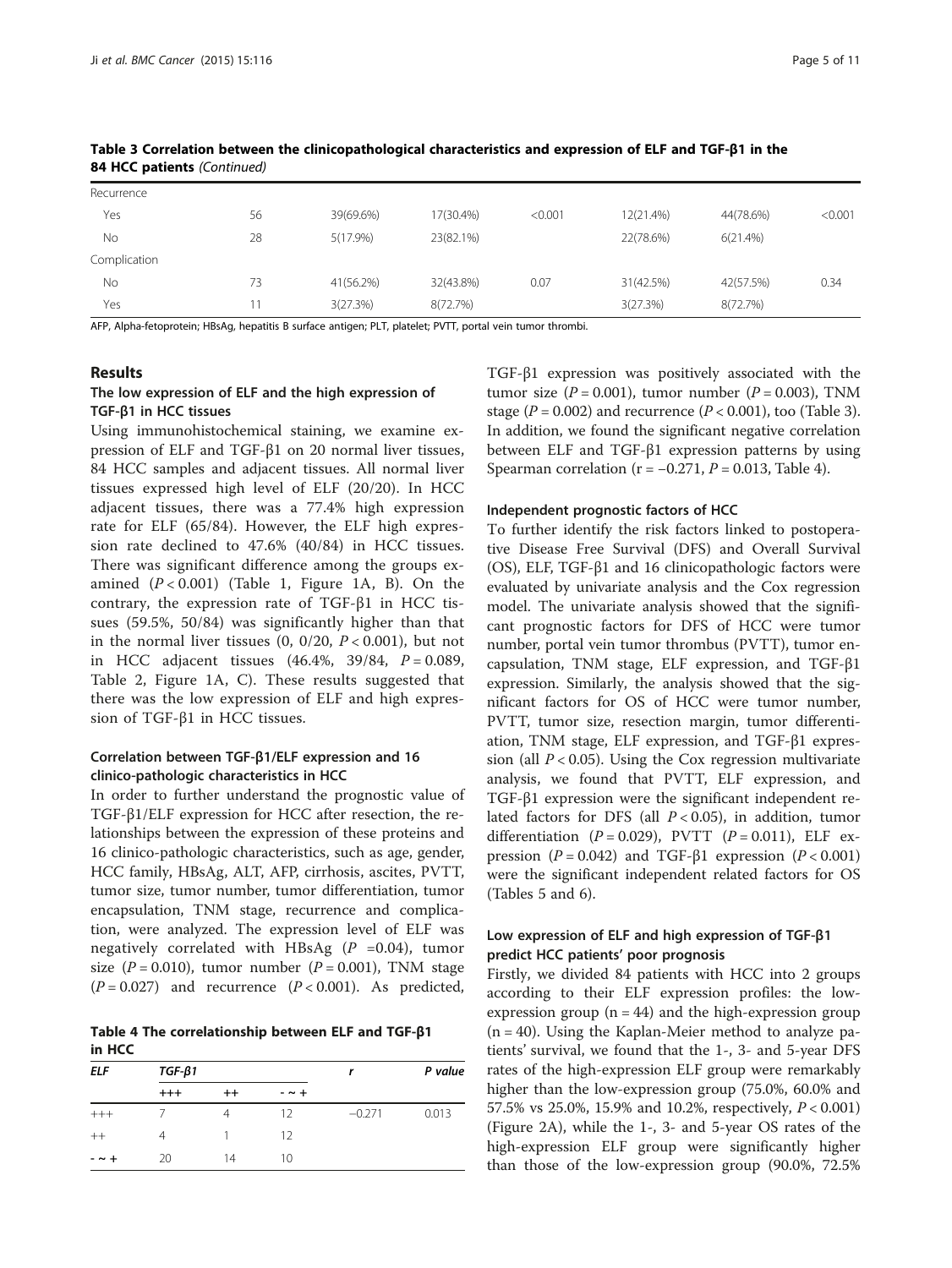**Table 3 Correlation between the clinicopathological characteristics and expression of ELF and TGF-β1 in the 84 HCC patients** *(Continued)*

| | | | | | | | |
|---|---|---|---|---|---|---|---|
| Recurrence | | | | | | | |
| Yes | 56 | 39(69.6%) | 17(30.4%) | <0.001 | 12(21.4%) | 44(78.6%) | <0.001 |
| No | 28 | 5(17.9%) | 23(82.1%) | | 22(78.6%) | 6(21.4%) | |
| Complication | | | | | | | |
| No | 73 | 41(56.2%) | 32(43.8%) | 0.07 | 31(42.5%) | 42(57.5%) | 0.34 |
| Yes | 11 | 3(27.3%) | 8(72.7%) | | 3(27.3%) | 8(72.7%) | |

AFP, Alpha-fetoprotein; HBsAg, hepatitis B surface antigen; PLT, platelet; PVTT, portal vein tumor thrombi.

## Results

### The low expression of ELF and the high expression of TGF-β1 in HCC tissues

Using immunohistochemical staining, we examine expression of ELF and TGF-β1 on 20 normal liver tissues, 84 HCC samples and adjacent tissues. All normal liver tissues expressed high level of ELF (20/20). In HCC adjacent tissues, there was a 77.4% high expression rate for ELF (65/84). However, the ELF high expression rate declined to 47.6% (40/84) in HCC tissues. There was significant difference among the groups examined ($P < 0.001$) (Table 1, Figure 1A, B). On the contrary, the expression rate of TGF-β1 in HCC tissues (59.5%, 50/84) was significantly higher than that in the normal liver tissues (0, 0/20, $P < 0.001$), but not in HCC adjacent tissues (46.4%, 39/84, $P = 0.089$, Table 2, Figure 1A, C). These results suggested that there was the low expression of ELF and high expression of TGF-β1 in HCC tissues.

### Correlation between TGF-β1/ELF expression and 16 clinico-pathologic characteristics in HCC

In order to further understand the prognostic value of TGF-β1/ELF expression for HCC after resection, the relationships between the expression of these proteins and 16 clinico-pathologic characteristics, such as age, gender, HCC family, HBsAg, ALT, AFP, cirrhosis, ascites, PVTT, tumor size, tumor number, tumor differentiation, tumor encapsulation, TNM stage, recurrence and complication, were analyzed. The expression level of ELF was negatively correlated with HBsAg ($P$ =0.04), tumor size ($P = 0.010$), tumor number ($P = 0.001$), TNM stage ($P = 0.027$) and recurrence ($P < 0.001$). As predicted, TGF-β1 expression was positively associated with the tumor size ($P = 0.001$), tumor number ($P = 0.003$), TNM stage ($P = 0.002$) and recurrence ($P < 0.001$), too (Table 3). In addition, we found the significant negative correlation between ELF and TGF-β1 expression patterns by using Spearman correlation (r = −0.271, $P = 0.013$, Table 4).

**Table 4 The correlationship between ELF and TGF-β1 in HCC**

| *ELF* | *TGF-β1* | | | *r* | *P value* |
|---|---|---|---|---|---|
| | +++ | ++ | - ~ + | | |
| +++ | 7 | 4 | 12 | −0.271 | 0.013 |
| ++ | 4 | 1 | 12 | | |
| - ~ + | 20 | 14 | 10 | | |

### Independent prognostic factors of HCC

To further identify the risk factors linked to postoperative Disease Free Survival (DFS) and Overall Survival (OS), ELF, TGF-β1 and 16 clinicopathologic factors were evaluated by univariate analysis and the Cox regression model. The univariate analysis showed that the significant prognostic factors for DFS of HCC were tumor number, portal vein tumor thrombus (PVTT), tumor encapsulation, TNM stage, ELF expression, and TGF-β1 expression. Similarly, the analysis showed that the significant factors for OS of HCC were tumor number, PVTT, tumor size, resection margin, tumor differentiation, TNM stage, ELF expression, and TGF-β1 expression (all $P < 0.05$). Using the Cox regression multivariate analysis, we found that PVTT, ELF expression, and TGF-β1 expression were the significant independent related factors for DFS (all $P < 0.05$), in addition, tumor differentiation ($P = 0.029$), PVTT ($P = 0.011$), ELF expression ($P = 0.042$) and TGF-β1 expression ($P < 0.001$) were the significant independent related factors for OS (Tables 5 and 6).

### Low expression of ELF and high expression of TGF-β1 predict HCC patients' poor prognosis

Firstly, we divided 84 patients with HCC into 2 groups according to their ELF expression profiles: the low-expression group (n = 44) and the high-expression group (n = 40). Using the Kaplan-Meier method to analyze patients' survival, we found that the 1-, 3- and 5-year DFS rates of the high-expression ELF group were remarkably higher than the low-expression group (75.0%, 60.0% and 57.5% vs 25.0%, 15.9% and 10.2%, respectively, $P < 0.001$) (Figure 2A), while the 1-, 3- and 5-year OS rates of the high-expression ELF group were significantly higher than those of the low-expression group (90.0%, 72.5%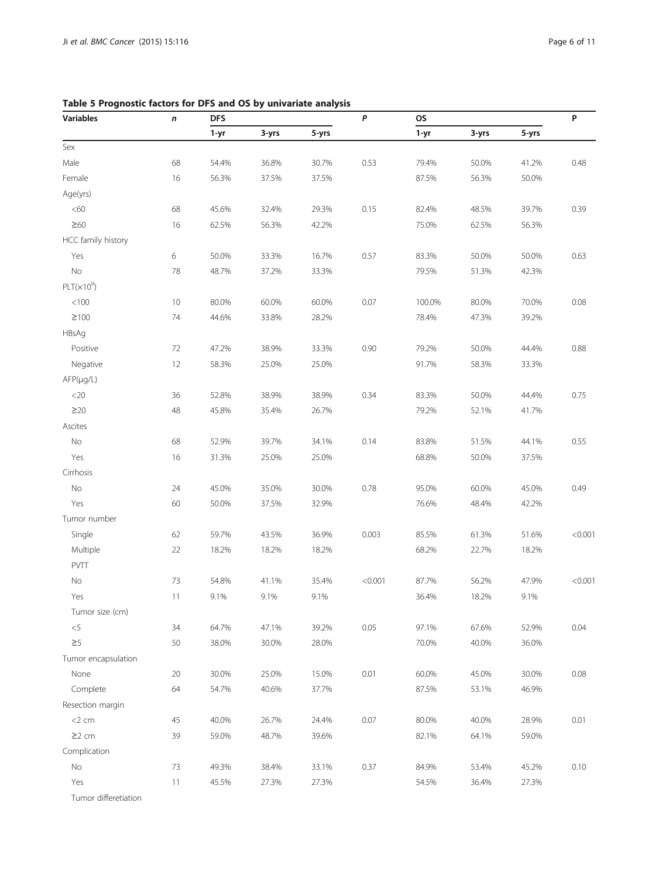**Table 5 Prognostic factors for DFS and OS by univariate analysis**

| Variables | *n* | DFS | | | *P* | OS | | | P |
|---|---|---|---|---|---|---|---|---|---|
| | | 1-yr | 3-yrs | 5-yrs | | 1-yr | 3-yrs | 5-yrs | |
| Sex | | | | | | | | | |
| Male | 68 | 54.4% | 36.8% | 30.7% | 0.53 | 79.4% | 50.0% | 41.2% | 0.48 |
| Female | 16 | 56.3% | 37.5% | 37.5% | | 87.5% | 56.3% | 50.0% | |
| Age(yrs) | | | | | | | | | |
| <60 | 68 | 45.6% | 32.4% | 29.3% | 0.15 | 82.4% | 48.5% | 39.7% | 0.39 |
| ≥60 | 16 | 62.5% | 56.3% | 42.2% | | 75.0% | 62.5% | 56.3% | |
| HCC family history | | | | | | | | | |
| Yes | 6 | 50.0% | 33.3% | 16.7% | 0.57 | 83.3% | 50.0% | 50.0% | 0.63 |
| No | 78 | 48.7% | 37.2% | 33.3% | | 79.5% | 51.3% | 42.3% | |
| PLT($\times 10^9$) | | | | | | | | | |
| <100 | 10 | 80.0% | 60.0% | 60.0% | 0.07 | 100.0% | 80.0% | 70.0% | 0.08 |
| ≥100 | 74 | 44.6% | 33.8% | 28.2% | | 78.4% | 47.3% | 39.2% | |
| HBsAg | | | | | | | | | |
| Positive | 72 | 47.2% | 38.9% | 33.3% | 0.90 | 79.2% | 50.0% | 44.4% | 0.88 |
| Negative | 12 | 58.3% | 25.0% | 25.0% | | 91.7% | 58.3% | 33.3% | |
| AFP(μg/L) | | | | | | | | | |
| <20 | 36 | 52.8% | 38.9% | 38.9% | 0.34 | 83.3% | 50.0% | 44.4% | 0.75 |
| ≥20 | 48 | 45.8% | 35.4% | 26.7% | | 79.2% | 52.1% | 41.7% | |
| Ascites | | | | | | | | | |
| No | 68 | 52.9% | 39.7% | 34.1% | 0.14 | 83.8% | 51.5% | 44.1% | 0.55 |
| Yes | 16 | 31.3% | 25.0% | 25.0% | | 68.8% | 50.0% | 37.5% | |
| Cirrhosis | | | | | | | | | |
| No | 24 | 45.0% | 35.0% | 30.0% | 0.78 | 95.0% | 60.0% | 45.0% | 0.49 |
| Yes | 60 | 50.0% | 37.5% | 32.9% | | 76.6% | 48.4% | 42.2% | |
| Tumor number | | | | | | | | | |
| Single | 62 | 59.7% | 43.5% | 36.9% | 0.003 | 85.5% | 61.3% | 51.6% | <0.001 |
| Multiple | 22 | 18.2% | 18.2% | 18.2% | | 68.2% | 22.7% | 18.2% | |
| PVTT | | | | | | | | | |
| No | 73 | 54.8% | 41.1% | 35.4% | <0.001 | 87.7% | 56.2% | 47.9% | <0.001 |
| Yes | 11 | 9.1% | 9.1% | 9.1% | | 36.4% | 18.2% | 9.1% | |
| Tumor size (cm) | | | | | | | | | |
| <5 | 34 | 64.7% | 47.1% | 39.2% | 0.05 | 97.1% | 67.6% | 52.9% | 0.04 |
| ≥5 | 50 | 38.0% | 30.0% | 28.0% | | 70.0% | 40.0% | 36.0% | |
| Tumor encapsulation | | | | | | | | | |
| None | 20 | 30.0% | 25.0% | 15.0% | 0.01 | 60.0% | 45.0% | 30.0% | 0.08 |
| Complete | 64 | 54.7% | 40.6% | 37.7% | | 87.5% | 53.1% | 46.9% | |
| Resection margin | | | | | | | | | |
| <2 cm | 45 | 40.0% | 26.7% | 24.4% | 0.07 | 80.0% | 40.0% | 28.9% | 0.01 |
| ≥2 cm | 39 | 59.0% | 48.7% | 39.6% | | 82.1% | 64.1% | 59.0% | |
| Complication | | | | | | | | | |
| No | 73 | 49.3% | 38.4% | 33.1% | 0.37 | 84.9% | 53.4% | 45.2% | 0.10 |
| Yes | 11 | 45.5% | 27.3% | 27.3% | | 54.5% | 36.4% | 27.3% | |
| Tumor differetiation | | | | | | | | | |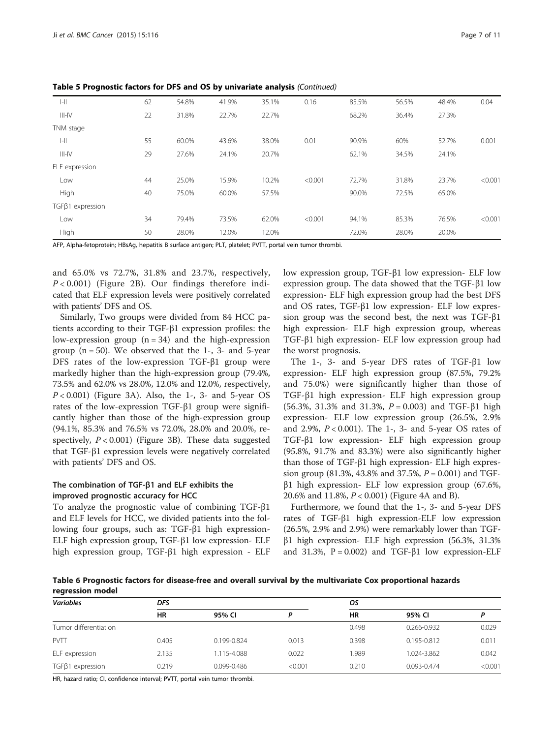**Table 5 Prognostic factors for DFS and OS by univariate analysis** *(Continued)*

| | | | | | | | | | |
|---|---|---|---|---|---|---|---|---|---|
| I-II | 62 | 54.8% | 41.9% | 35.1% | 0.16 | 85.5% | 56.5% | 48.4% | 0.04 |
| III-IV | 22 | 31.8% | 22.7% | 22.7% | | 68.2% | 36.4% | 27.3% | |
| TNM stage | | | | | | | | | |
| I-II | 55 | 60.0% | 43.6% | 38.0% | 0.01 | 90.9% | 60% | 52.7% | 0.001 |
| III-IV | 29 | 27.6% | 24.1% | 20.7% | | 62.1% | 34.5% | 24.1% | |
| ELF expression | | | | | | | | | |
| Low | 44 | 25.0% | 15.9% | 10.2% | <0.001 | 72.7% | 31.8% | 23.7% | <0.001 |
| High | 40 | 75.0% | 60.0% | 57.5% | | 90.0% | 72.5% | 65.0% | |
| TGFβ1 expression | | | | | | | | | |
| Low | 34 | 79.4% | 73.5% | 62.0% | <0.001 | 94.1% | 85.3% | 76.5% | <0.001 |
| High | 50 | 28.0% | 12.0% | 12.0% | | 72.0% | 28.0% | 20.0% | |

AFP, Alpha-fetoprotein; HBsAg, hepatitis B surface antigen; PLT, platelet; PVTT, portal vein tumor thrombi.

and 65.0% vs 72.7%, 31.8% and 23.7%, respectively, $P < 0.001$) (Figure 2B). Our findings therefore indicated that ELF expression levels were positively correlated with patients' DFS and OS.

Similarly, Two groups were divided from 84 HCC patients according to their TGF-β1 expression profiles: the low-expression group ($n = 34$) and the high-expression group ($n = 50$). We observed that the 1-, 3- and 5-year DFS rates of the low-expression TGF-β1 group were markedly higher than the high-expression group (79.4%, 73.5% and 62.0% vs 28.0%, 12.0% and 12.0%, respectively, $P < 0.001$) (Figure 3A). Also, the 1-, 3- and 5-year OS rates of the low-expression TGF-β1 group were significantly higher than those of the high-expression group (94.1%, 85.3% and 76.5% vs 72.0%, 28.0% and 20.0%, respectively, $P < 0.001$) (Figure 3B). These data suggested that TGF-β1 expression levels were negatively correlated with patients' DFS and OS.

### The combination of TGF-β1 and ELF exhibits the improved prognostic accuracy for HCC

To analyze the prognostic value of combining TGF-β1 and ELF levels for HCC, we divided patients into the following four groups, such as: TGF-β1 high expression- ELF high expression group, TGF-β1 low expression- ELF high expression group, TGF-β1 high expression - ELF low expression group, TGF-β1 low expression- ELF low expression group. The data showed that the TGF-β1 low expression- ELF high expression group had the best DFS and OS rates, TGF-β1 low expression- ELF low expression group was the second best, the next was TGF-β1 high expression- ELF high expression group, whereas TGF-β1 high expression- ELF low expression group had the worst prognosis.

The 1-, 3- and 5-year DFS rates of TGF-β1 low expression- ELF high expression group (87.5%, 79.2% and 75.0%) were significantly higher than those of TGF-β1 high expression- ELF high expression group (56.3%, 31.3% and 31.3%, $P = 0.003$) and TGF-β1 high expression- ELF low expression group (26.5%, 2.9% and 2.9%, $P < 0.001$). The 1-, 3- and 5-year OS rates of TGF-β1 low expression- ELF high expression group (95.8%, 91.7% and 83.3%) were also significantly higher than those of TGF-β1 high expression- ELF high expression group (81.3%, 43.8% and 37.5%, $P = 0.001$) and TGF-β1 high expression- ELF low expression group (67.6%, 20.6% and 11.8%, $P < 0.001$) (Figure 4A and B).

Furthermore, we found that the 1-, 3- and 5-year DFS rates of TGF-β1 high expression-ELF low expression (26.5%, 2.9% and 2.9%) were remarkably lower than TGF-β1 high expression- ELF high expression (56.3%, 31.3% and 31.3%, $P = 0.002$) and TGF-β1 low expression-ELF

**Table 6 Prognostic factors for disease-free and overall survival by the multivariate Cox proportional hazards regression model**

| *Variables* | *DFS* | | | *OS* | | |
|---|---|---|---|---|---|---|
| | **HR** | **95% CI** | ***P*** | **HR** | **95% CI** | ***P*** |
| Tumor differentiation | | | | 0.498 | 0.266-0.932 | 0.029 |
| PVTT | 0.405 | 0.199-0.824 | 0.013 | 0.398 | 0.195-0.812 | 0.011 |
| ELF expression | 2.135 | 1.115-4.088 | 0.022 | 1.989 | 1.024-3.862 | 0.042 |
| TGFβ1 expression | 0.219 | 0.099-0.486 | <0.001 | 0.210 | 0.093-0.474 | <0.001 |

HR, hazard ratio; CI, confidence interval; PVTT, portal vein tumor thrombi.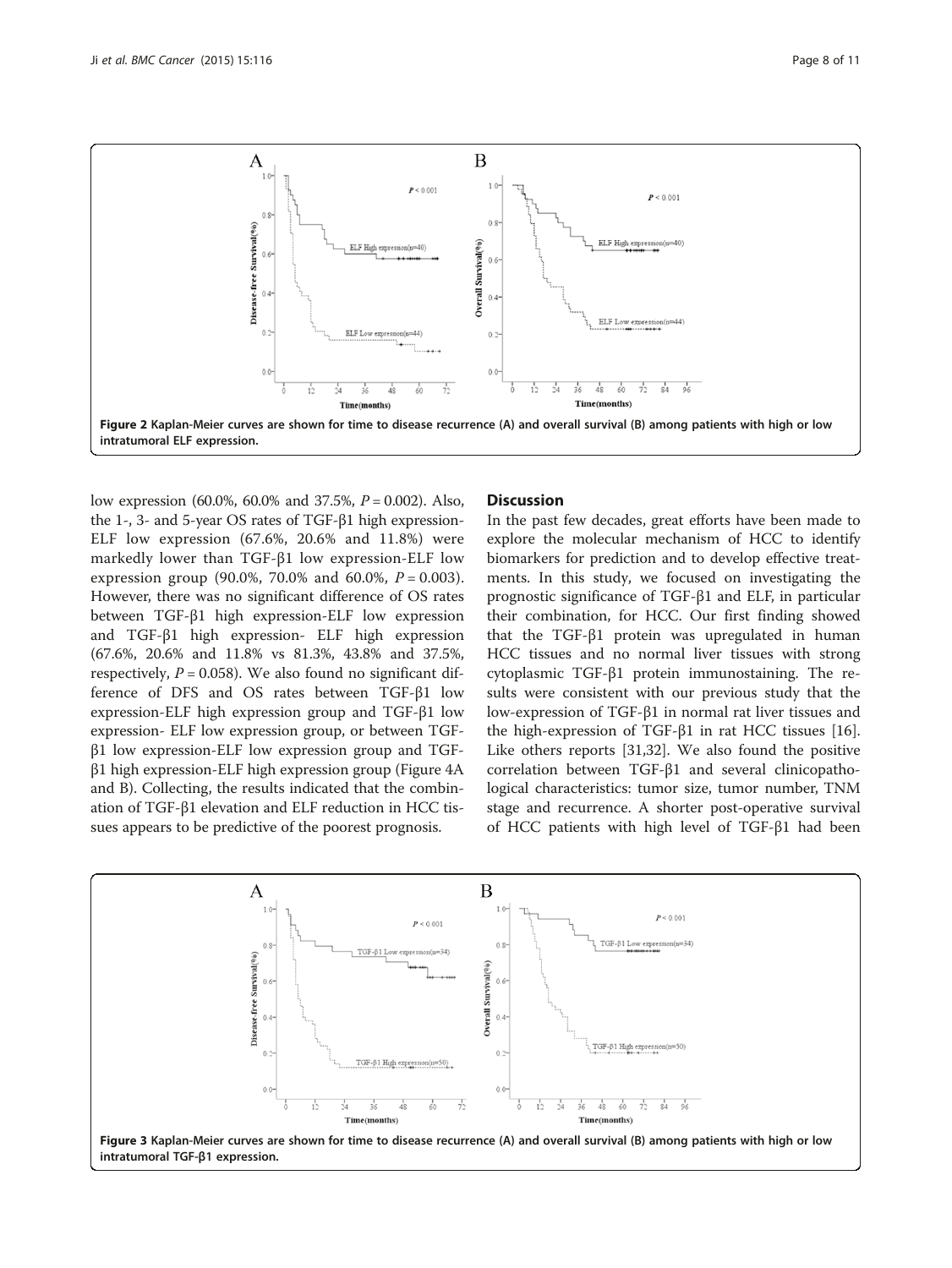Figure 2 Kaplan-Meier curves are shown for time to disease recurrence (A) and overall survival (B) among patients with high or low intratumoral ELF expression.

low expression (60.0%, 60.0% and 37.5%, $P = 0.002$). Also, the 1-, 3- and 5-year OS rates of TGF-β1 high expression-ELF low expression (67.6%, 20.6% and 11.8%) were markedly lower than TGF-β1 low expression-ELF low expression group (90.0%, 70.0% and 60.0%, $P = 0.003$). However, there was no significant difference of OS rates between TGF-β1 high expression-ELF low expression and TGF-β1 high expression- ELF high expression (67.6%, 20.6% and 11.8% vs 81.3%, 43.8% and 37.5%, respectively, $P = 0.058$). We also found no significant difference of DFS and OS rates between TGF-β1 low expression-ELF high expression group and TGF-β1 low expression- ELF low expression group, or between TGF-β1 low expression-ELF low expression group and TGF-β1 high expression-ELF high expression group (Figure 4A and B). Collecting, the results indicated that the combination of TGF-β1 elevation and ELF reduction in HCC tissues appears to be predictive of the poorest prognosis.

## Discussion

In the past few decades, great efforts have been made to explore the molecular mechanism of HCC to identify biomarkers for prediction and to develop effective treatments. In this study, we focused on investigating the prognostic significance of TGF-β1 and ELF, in particular their combination, for HCC. Our first finding showed that the TGF-β1 protein was upregulated in human HCC tissues and no normal liver tissues with strong cytoplasmic TGF-β1 protein immunostaining. The results were consistent with our previous study that the low-expression of TGF-β1 in normal rat liver tissues and the high-expression of TGF-β1 in rat HCC tissues [16]. Like others reports [31,32]. We also found the positive correlation between TGF-β1 and several clinicopathological characteristics: tumor size, tumor number, TNM stage and recurrence. A shorter post-operative survival of HCC patients with high level of TGF-β1 had been

Figure 3 Kaplan-Meier curves are shown for time to disease recurrence (A) and overall survival (B) among patients with high or low intratumoral TGF-β1 expression.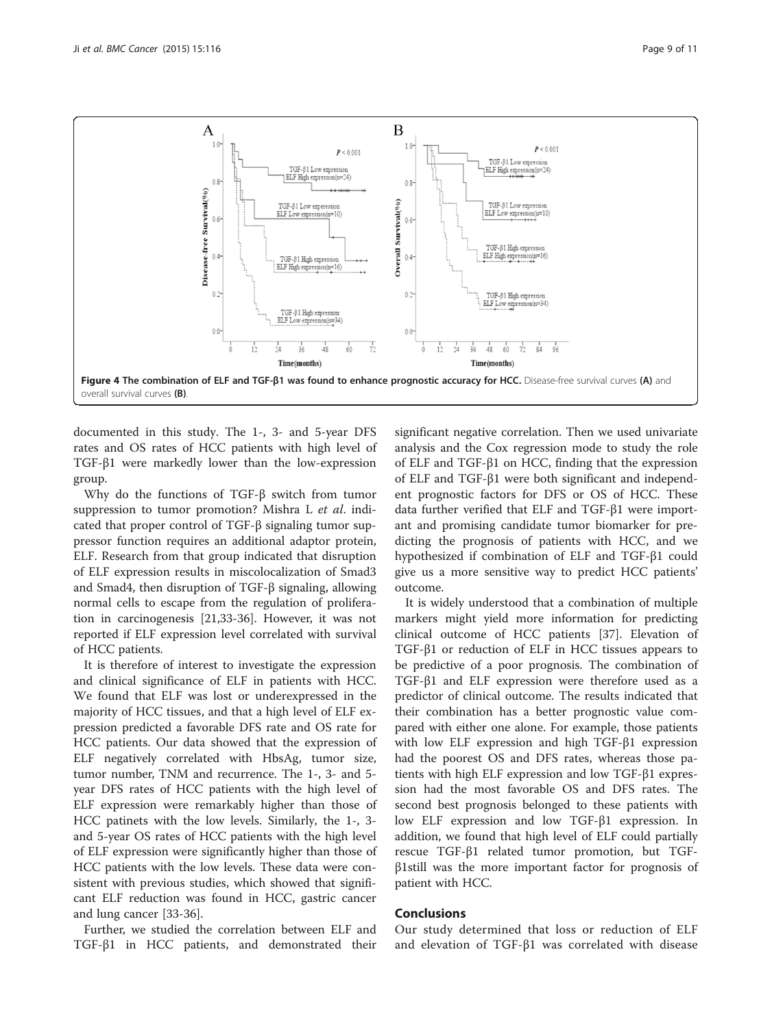**Figure 4 The combination of ELF and TGF-β1 was found to enhance prognostic accuracy for HCC.** Disease-free survival curves **(A)** and overall survival curves **(B)**.

documented in this study. The 1-, 3- and 5-year DFS rates and OS rates of HCC patients with high level of TGF-β1 were markedly lower than the low-expression group.

Why do the functions of TGF-β switch from tumor suppression to tumor promotion? Mishra L *et al*. indicated that proper control of TGF-β signaling tumor suppressor function requires an additional adaptor protein, ELF. Research from that group indicated that disruption of ELF expression results in miscolocalization of Smad3 and Smad4, then disruption of TGF-β signaling, allowing normal cells to escape from the regulation of proliferation in carcinogenesis [21,33-36]. However, it was not reported if ELF expression level correlated with survival of HCC patients.

It is therefore of interest to investigate the expression and clinical significance of ELF in patients with HCC. We found that ELF was lost or underexpressed in the majority of HCC tissues, and that a high level of ELF expression predicted a favorable DFS rate and OS rate for HCC patients. Our data showed that the expression of ELF negatively correlated with HbsAg, tumor size, tumor number, TNM and recurrence. The 1-, 3- and 5-year DFS rates of HCC patients with the high level of ELF expression were remarkably higher than those of HCC patinets with the low levels. Similarly, the 1-, 3- and 5-year OS rates of HCC patients with the high level of ELF expression were significantly higher than those of HCC patients with the low levels. These data were consistent with previous studies, which showed that significant ELF reduction was found in HCC, gastric cancer and lung cancer [33-36].

Further, we studied the correlation between ELF and TGF-β1 in HCC patients, and demonstrated their significant negative correlation. Then we used univariate analysis and the Cox regression mode to study the role of ELF and TGF-β1 on HCC, finding that the expression of ELF and TGF-β1 were both significant and independent prognostic factors for DFS or OS of HCC. These data further verified that ELF and TGF-β1 were important and promising candidate tumor biomarker for predicting the prognosis of patients with HCC, and we hypothesized if combination of ELF and TGF-β1 could give us a more sensitive way to predict HCC patients' outcome.

It is widely understood that a combination of multiple markers might yield more information for predicting clinical outcome of HCC patients [37]. Elevation of TGF-β1 or reduction of ELF in HCC tissues appears to be predictive of a poor prognosis. The combination of TGF-β1 and ELF expression were therefore used as a predictor of clinical outcome. The results indicated that their combination has a better prognostic value compared with either one alone. For example, those patients with low ELF expression and high TGF-β1 expression had the poorest OS and DFS rates, whereas those patients with high ELF expression and low TGF-β1 expression had the most favorable OS and DFS rates. The second best prognosis belonged to these patients with low ELF expression and low TGF-β1 expression. In addition, we found that high level of ELF could partially rescue TGF-β1 related tumor promotion, but TGF-β1still was the more important factor for prognosis of patient with HCC.

## Conclusions

Our study determined that loss or reduction of ELF and elevation of TGF-β1 was correlated with disease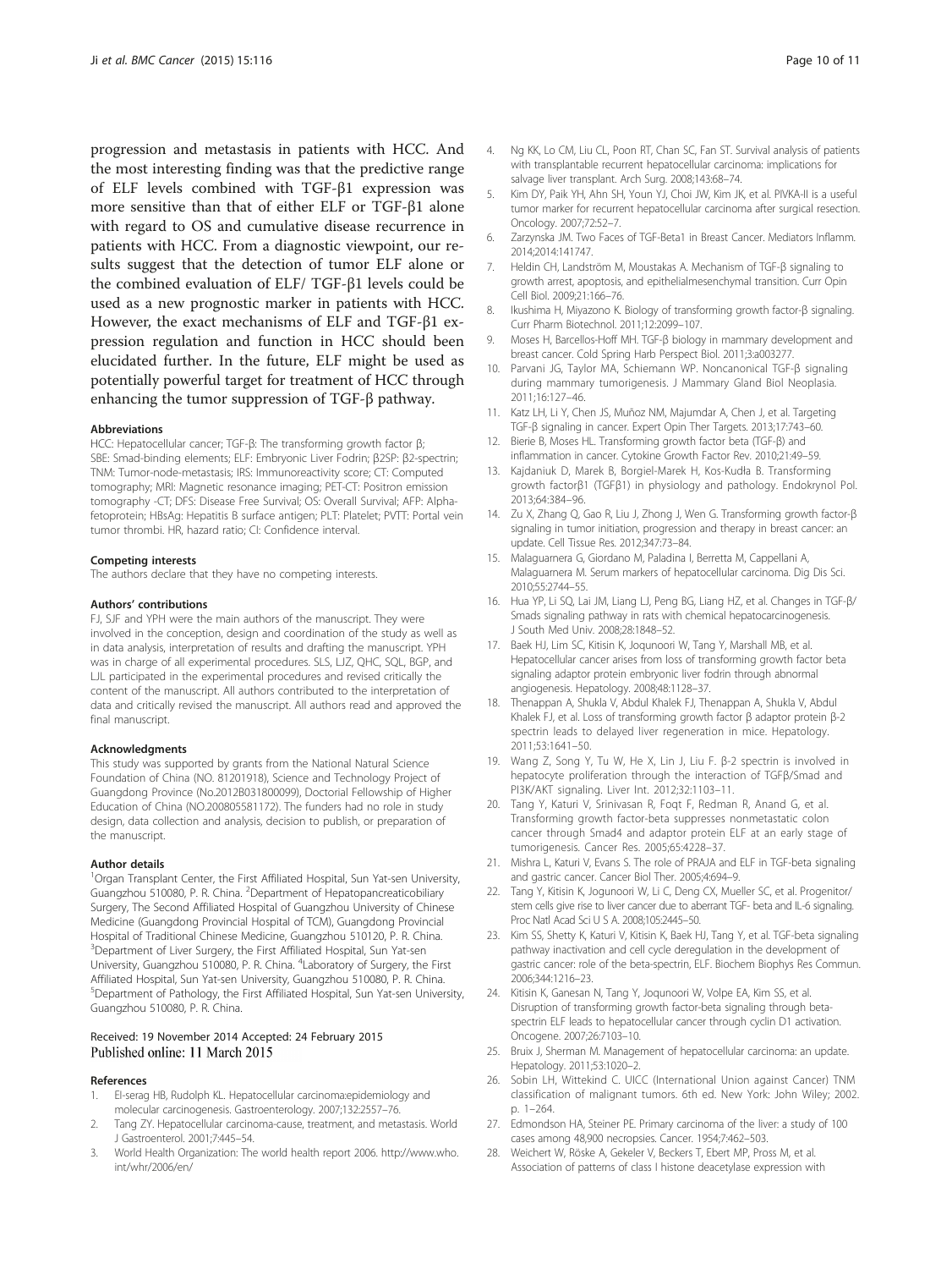progression and metastasis in patients with HCC. And the most interesting finding was that the predictive range of ELF levels combined with TGF-β1 expression was more sensitive than that of either ELF or TGF-β1 alone with regard to OS and cumulative disease recurrence in patients with HCC. From a diagnostic viewpoint, our results suggest that the detection of tumor ELF alone or the combined evaluation of ELF/ TGF-β1 levels could be used as a new prognostic marker in patients with HCC. However, the exact mechanisms of ELF and TGF-β1 expression regulation and function in HCC should been elucidated further. In the future, ELF might be used as potentially powerful target for treatment of HCC through enhancing the tumor suppression of TGF-β pathway.

#### Abbreviations

HCC: Hepatocellular cancer; TGF-β: The transforming growth factor β; SBE: Smad-binding elements; ELF: Embryonic Liver Fodrin; β2SP: β2-spectrin; TNM: Tumor-node-metastasis; IRS: Immunoreactivity score; CT: Computed tomography; MRI: Magnetic resonance imaging; PET-CT: Positron emission tomography -CT; DFS: Disease Free Survival; OS: Overall Survival; AFP: Alpha-fetoprotein; HBsAg: Hepatitis B surface antigen; PLT: Platelet; PVTT: Portal vein tumor thrombi. HR, hazard ratio; CI: Confidence interval.

#### Competing interests

The authors declare that they have no competing interests.

#### Authors' contributions

FJ, SJF and YPH were the main authors of the manuscript. They were involved in the conception, design and coordination of the study as well as in data analysis, interpretation of results and drafting the manuscript. YPH was in charge of all experimental procedures. SLS, LJZ, QHC, SQL, BGP, and LJL participated in the experimental procedures and revised critically the content of the manuscript. All authors contributed to the interpretation of data and critically revised the manuscript. All authors read and approved the final manuscript.

#### Acknowledgments

This study was supported by grants from the National Natural Science Foundation of China (NO. 81201918), Science and Technology Project of Guangdong Province (No.2012B031800099), Doctorial Fellowship of Higher Education of China (NO.200805581172). The funders had no role in study design, data collection and analysis, decision to publish, or preparation of the manuscript.

#### Author details

[1]Organ Transplant Center, the First Affiliated Hospital, Sun Yat-sen University, Guangzhou 510080, P. R. China. [2]Department of Hepatopancreaticobiliary Surgery, The Second Affiliated Hospital of Guangzhou University of Chinese Medicine (Guangdong Provincial Hospital of TCM), Guangdong Provincial Hospital of Traditional Chinese Medicine, Guangzhou 510120, P. R. China. [3]Department of Liver Surgery, the First Affiliated Hospital, Sun Yat-sen University, Guangzhou 510080, P. R. China. [4]Laboratory of Surgery, the First Affiliated Hospital, Sun Yat-sen University, Guangzhou 510080, P. R. China. [5]Department of Pathology, the First Affiliated Hospital, Sun Yat-sen University, Guangzhou 510080, P. R. China.

Received: 19 November 2014 Accepted: 24 February 2015
Published online: 11 March 2015

#### References

1. El-serag HB, Rudolph KL. Hepatocellular carcinoma:epidemiology and molecular carcinogenesis. Gastroenterology. 2007;132:2557–76.
2. Tang ZY. Hepatocellular carcinoma-cause, treatment, and metastasis. World J Gastroenterol. 2001;7:445–54.
3. World Health Organization: The world health report 2006. http://www.who.int/whr/2006/en/
4. Ng KK, Lo CM, Liu CL, Poon RT, Chan SC, Fan ST. Survival analysis of patients with transplantable recurrent hepatocellular carcinoma: implications for salvage liver transplant. Arch Surg. 2008;143:68–74.
5. Kim DY, Paik YH, Ahn SH, Youn YJ, Choi JW, Kim JK, et al. PIVKA-II is a useful tumor marker for recurrent hepatocellular carcinoma after surgical resection. Oncology. 2007;72:52–7.
6. Zarzynska JM. Two Faces of TGF-Beta1 in Breast Cancer. Mediators Inflamm. 2014;2014:141747.
7. Heldin CH, Landström M, Moustakas A. Mechanism of TGF-β signaling to growth arrest, apoptosis, and epithelialmesenchymal transition. Curr Opin Cell Biol. 2009;21:166–76.
8. Ikushima H, Miyazono K. Biology of transforming growth factor-β signaling. Curr Pharm Biotechnol. 2011;12:2099–107.
9. Moses H, Barcellos-Hoff MH. TGF-β biology in mammary development and breast cancer. Cold Spring Harb Perspect Biol. 2011;3:a003277.
10. Parvani JG, Taylor MA, Schiemann WP. Noncanonical TGF-β signaling during mammary tumorigenesis. J Mammary Gland Biol Neoplasia. 2011;16:127–46.
11. Katz LH, Li Y, Chen JS, Muñoz NM, Majumdar A, Chen J, et al. Targeting TGF-β signaling in cancer. Expert Opin Ther Targets. 2013;17:743–60.
12. Bierie B, Moses HL. Transforming growth factor beta (TGF-β) and inflammation in cancer. Cytokine Growth Factor Rev. 2010;21:49–59.
13. Kajdaniuk D, Marek B, Borgiel-Marek H, Kos-Kudła B. Transforming growth factorβ1 (TGFβ1) in physiology and pathology. Endokrynol Pol. 2013;64:384–96.
14. Zu X, Zhang Q, Gao R, Liu J, Zhong J, Wen G. Transforming growth factor-β signaling in tumor initiation, progression and therapy in breast cancer: an update. Cell Tissue Res. 2012;347:73–84.
15. Malaguarnera G, Giordano M, Paladina I, Berretta M, Cappellani A, Malaguarnera M. Serum markers of hepatocellular carcinoma. Dig Dis Sci. 2010;55:2744–55.
16. Hua YP, Li SQ, Lai JM, Liang LJ, Peng BG, Liang HZ, et al. Changes in TGF-β/Smads signaling pathway in rats with chemical hepatocarcinogenesis. J South Med Univ. 2008;28:1848–52.
17. Baek HJ, Lim SC, Kitisin K, Joqunoori W, Tang Y, Marshall MB, et al. Hepatocellular cancer arises from loss of transforming growth factor beta signaling adaptor protein embryonic liver fodrin through abnormal angiogenesis. Hepatology. 2008;48:1128–37.
18. Thenappan A, Shukla V, Abdul Khalek FJ, Thenappan A, Shukla V, Abdul Khalek FJ, et al. Loss of transforming growth factor β adaptor protein β-2 spectrin leads to delayed liver regeneration in mice. Hepatology. 2011;53:1641–50.
19. Wang Z, Song Y, Tu W, He X, Lin J, Liu F. β-2 spectrin is involved in hepatocyte proliferation through the interaction of TGFβ/Smad and PI3K/AKT signaling. Liver Int. 2012;32:1103–11.
20. Tang Y, Katuri V, Srinivasan R, Foqt F, Redman R, Anand G, et al. Transforming growth factor-beta suppresses nonmetastatic colon cancer through Smad4 and adaptor protein ELF at an early stage of tumorigenesis. Cancer Res. 2005;65:4228–37.
21. Mishra L, Katuri V, Evans S. The role of PRAJA and ELF in TGF-beta signaling and gastric cancer. Cancer Biol Ther. 2005;4:694–9.
22. Tang Y, Kitisin K, Jogunoori W, Li C, Deng CX, Mueller SC, et al. Progenitor/stem cells give rise to liver cancer due to aberrant TGF- beta and IL-6 signaling. Proc Natl Acad Sci U S A. 2008;105:2445–50.
23. Kim SS, Shetty K, Katuri V, Kitisin K, Baek HJ, Tang Y, et al. TGF-beta signaling pathway inactivation and cell cycle deregulation in the development of gastric cancer: role of the beta-spectrin, ELF. Biochem Biophys Res Commun. 2006;344:1216–23.
24. Kitisin K, Ganesan N, Tang Y, Joqunoori W, Volpe EA, Kim SS, et al. Disruption of transforming growth factor-beta signaling through beta-spectrin ELF leads to hepatocellular cancer through cyclin D1 activation. Oncogene. 2007;26:7103–10.
25. Bruix J, Sherman M. Management of hepatocellular carcinoma: an update. Hepatology. 2011;53:1020–2.
26. Sobin LH, Wittekind C. UICC (International Union against Cancer) TNM classification of malignant tumors. 6th ed. New York: John Wiley; 2002. p. 1–264.
27. Edmondson HA, Steiner PE. Primary carcinoma of the liver: a study of 100 cases among 48,900 necropsies. Cancer. 1954;7:462–503.
28. Weichert W, Röske A, Gekeler V, Beckers T, Ebert MP, Pross M, et al. Association of patterns of class I histone deacetylase expression with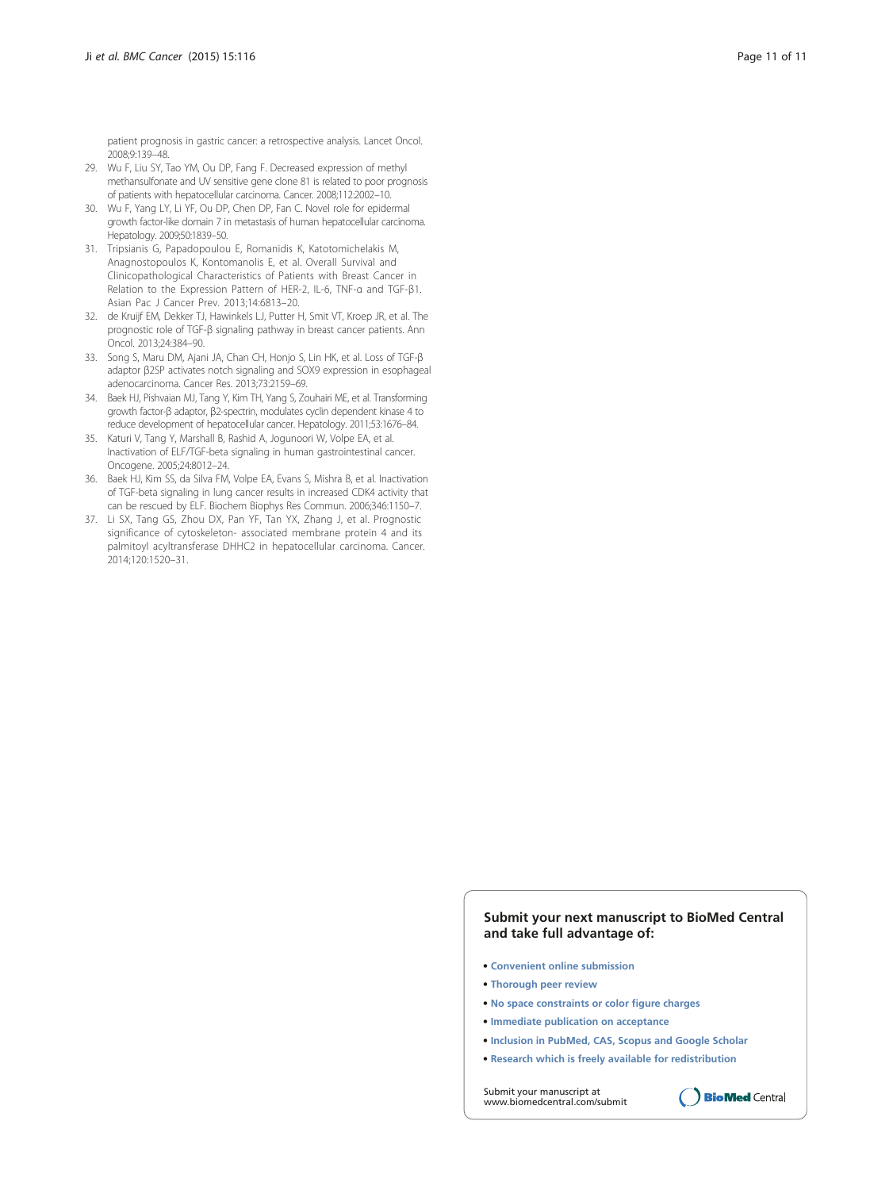patient prognosis in gastric cancer: a retrospective analysis. Lancet Oncol. 2008;9:139–48.

29. Wu F, Liu SY, Tao YM, Ou DP, Fang F. Decreased expression of methyl methansulfonate and UV sensitive gene clone 81 is related to poor prognosis of patients with hepatocellular carcinoma. Cancer. 2008;112:2002–10.
30. Wu F, Yang LY, Li YF, Ou DP, Chen DP, Fan C. Novel role for epidermal growth factor-like domain 7 in metastasis of human hepatocellular carcinoma. Hepatology. 2009;50:1839–50.
31. Tripsianis G, Papadopoulou E, Romanidis K, Katotomichelakis M, Anagnostopoulos K, Kontomanolis E, et al. Overall Survival and Clinicopathological Characteristics of Patients with Breast Cancer in Relation to the Expression Pattern of HER-2, IL-6, TNF-α and TGF-β1. Asian Pac J Cancer Prev. 2013;14:6813–20.
32. de Kruijf EM, Dekker TJ, Hawinkels LJ, Putter H, Smit VT, Kroep JR, et al. The prognostic role of TGF-β signaling pathway in breast cancer patients. Ann Oncol. 2013;24:384–90.
33. Song S, Maru DM, Ajani JA, Chan CH, Honjo S, Lin HK, et al. Loss of TGF-β adaptor β2SP activates notch signaling and SOX9 expression in esophageal adenocarcinoma. Cancer Res. 2013;73:2159–69.
34. Baek HJ, Pishvaian MJ, Tang Y, Kim TH, Yang S, Zouhairi ME, et al. Transforming growth factor-β adaptor, β2-spectrin, modulates cyclin dependent kinase 4 to reduce development of hepatocellular cancer. Hepatology. 2011;53:1676–84.
35. Katuri V, Tang Y, Marshall B, Rashid A, Jogunoori W, Volpe EA, et al. Inactivation of ELF/TGF-beta signaling in human gastrointestinal cancer. Oncogene. 2005;24:8012–24.
36. Baek HJ, Kim SS, da Silva FM, Volpe EA, Evans S, Mishra B, et al. Inactivation of TGF-beta signaling in lung cancer results in increased CDK4 activity that can be rescued by ELF. Biochem Biophys Res Commun. 2006;346:1150–7.
37. Li SX, Tang GS, Zhou DX, Pan YF, Tan YX, Zhang J, et al. Prognostic significance of cytoskeleton- associated membrane protein 4 and its palmitoyl acyltransferase DHHC2 in hepatocellular carcinoma. Cancer. 2014;120:1520–31.

**Submit your next manuscript to BioMed Central and take full advantage of:**

- **Convenient online submission**
- **Thorough peer review**
- **No space constraints or color figure charges**
- **Immediate publication on acceptance**
- **Inclusion in PubMed, CAS, Scopus and Google Scholar**
- **Research which is freely available for redistribution**

Submit your manuscript at
www.biomedcentral.com/submit

BioMed Central